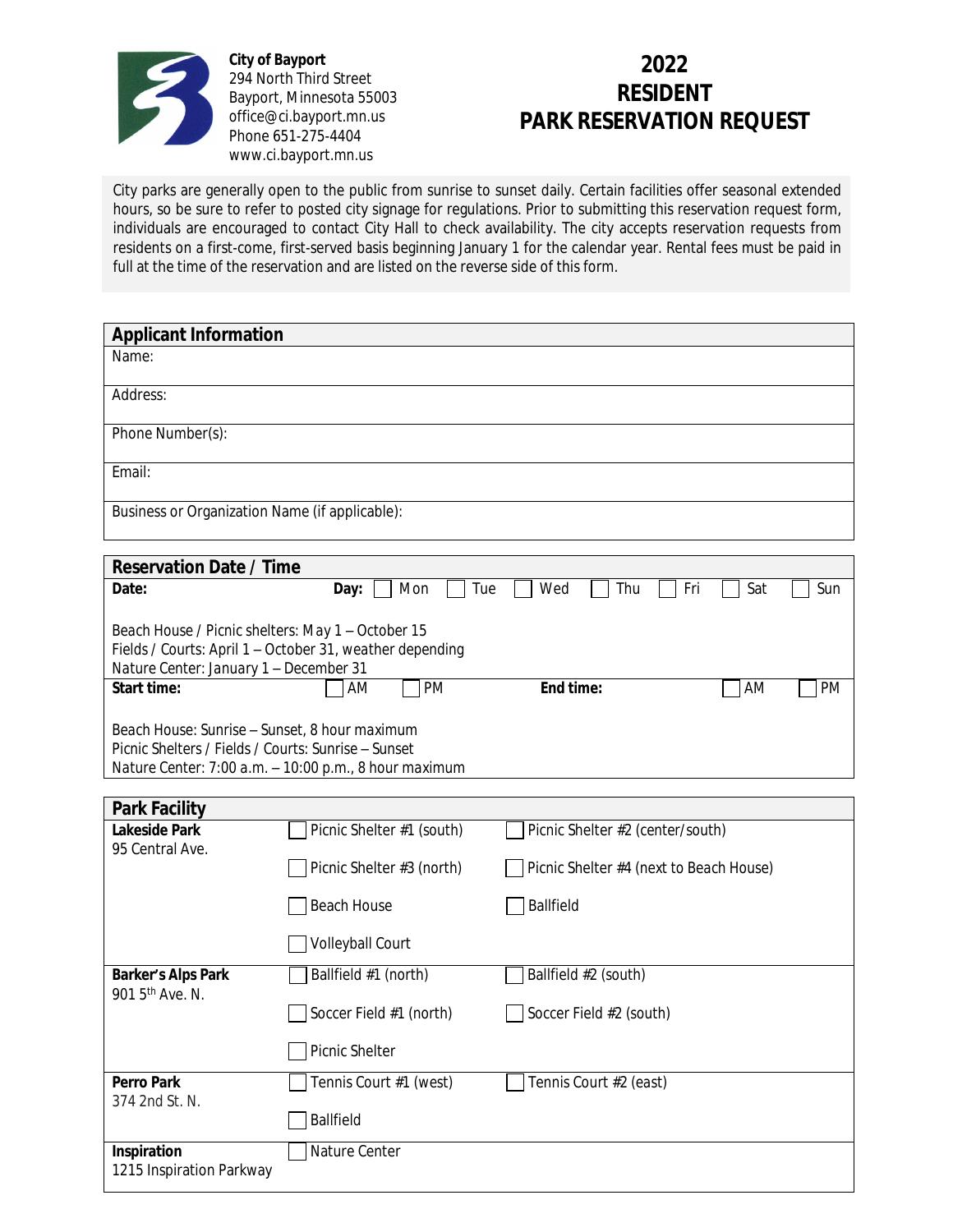**City of Bayport**
294 North Third Street
Bayport, Minnesota 55003
office@ci.bayport.mn.us
Phone 651-275-4404
www.ci.bayport.mn.us

# 2022 RESIDENT PARK RESERVATION REQUEST

City parks are generally open to the public from sunrise to sunset daily. Certain facilities offer seasonal extended hours, so be sure to refer to posted city signage for regulations. Prior to submitting this reservation request form, individuals are encouraged to contact City Hall to check availability. The city accepts reservation requests from residents on a first-come, first-served basis beginning January 1 for the calendar year. Rental fees must be paid in full at the time of the reservation and are listed on the reverse side of this form.

## Applicant Information

Name:

Address:

Phone Number(s):

Email:

Business or Organization Name (if applicable):

## Reservation Date / Time

**Date:** **Day:** ☐ Mon ☐ Tue ☐ Wed ☐ Thu ☐ Fri ☐ Sat ☐ Sun

Beach House / Picnic shelters: May 1 – October 15
Fields / Courts: April 1 – October 31, weather depending
Nature Center: January 1 – December 31

**Start time:** ☐ AM ☐ PM **End time:** ☐ AM ☐ PM

Beach House: Sunrise – Sunset, 8 hour maximum
Picnic Shelters / Fields / Courts: Sunrise – Sunset
Nature Center: 7:00 a.m. – 10:00 p.m., 8 hour maximum

## Park Facility

| Park | | |
|---|---|---|
| **Lakeside Park** 95 Central Ave. | ☐ Picnic Shelter #1 (south) | ☐ Picnic Shelter #2 (center/south) |
| | ☐ Picnic Shelter #3 (north) | ☐ Picnic Shelter #4 (next to Beach House) |
| | ☐ Beach House | ☐ Ballfield |
| | ☐ Volleyball Court | |
| **Barker's Alps Park** 901 5th Ave. N. | ☐ Ballfield #1 (north) | ☐ Ballfield #2 (south) |
| | ☐ Soccer Field #1 (north) | ☐ Soccer Field #2 (south) |
| | ☐ Picnic Shelter | |
| **Perro Park** 374 2nd St. N. | ☐ Tennis Court #1 (west) | ☐ Tennis Court #2 (east) |
| | ☐ Ballfield | |
| **Inspiration** 1215 Inspiration Parkway | ☐ Nature Center | |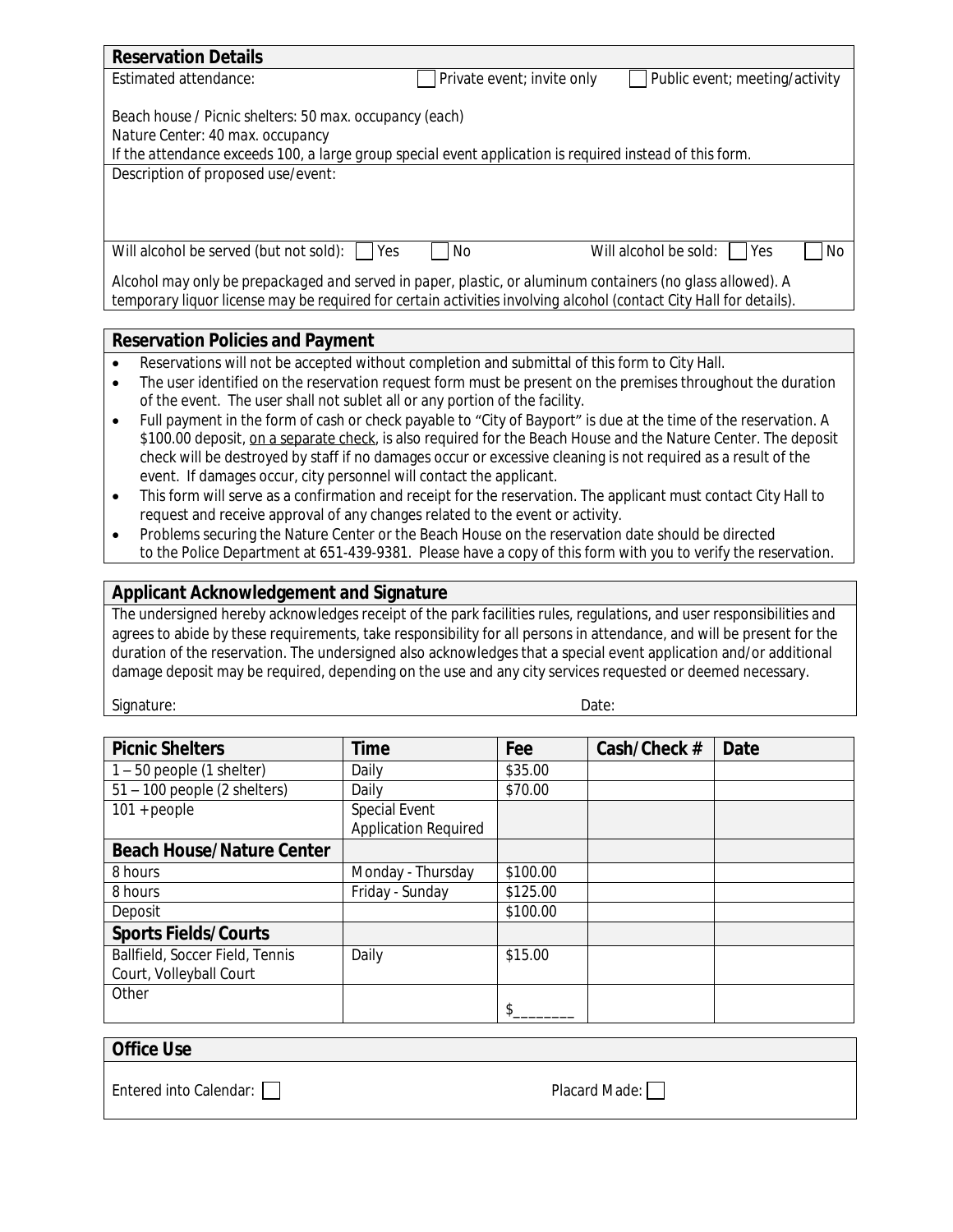## Reservation Details

Estimated attendance: ☐ Private event; invite only ☐ Public event; meeting/activity

*Beach house / Picnic shelters: 50 max. occupancy (each)*
*Nature Center: 40 max. occupancy*
*If the attendance exceeds 100, a large group special event application is required instead of this form.*

Description of proposed use/event:

Will alcohol be served (but not sold): ☐ Yes ☐ No Will alcohol be sold: ☐ Yes ☐ No

*Alcohol may only be prepackaged and served in paper, plastic, or aluminum containers (no glass allowed). A temporary liquor license may be required for certain activities involving alcohol (contact City Hall for details).*

## Reservation Policies and Payment

- Reservations will not be accepted without completion and submittal of this form to City Hall.
- The user identified on the reservation request form must be present on the premises throughout the duration of the event. The user shall not sublet all or any portion of the facility.
- Full payment in the form of cash or check payable to "City of Bayport" is due at the time of the reservation. A $100.00 deposit, <u>on a separate check</u>, is also required for the Beach House and the Nature Center. The deposit check will be destroyed by staff if no damages occur or excessive cleaning is not required as a result of the event. If damages occur, city personnel will contact the applicant.
- This form will serve as a confirmation and receipt for the reservation. The applicant must contact City Hall to request and receive approval of any changes related to the event or activity.
- Problems securing the Nature Center or the Beach House on the reservation date should be directed to the Police Department at 651-439-9381. Please have a copy of this form with you to verify the reservation.

## Applicant Acknowledgement and Signature

The undersigned hereby acknowledges receipt of the park facilities rules, regulations, and user responsibilities and agrees to abide by these requirements, take responsibility for all persons in attendance, and will be present for the duration of the reservation. The undersigned also acknowledges that a special event application and/or additional damage deposit may be required, depending on the use and any city services requested or deemed necessary.

Signature: Date:

| Picnic Shelters | Time | Fee | Cash/Check # | Date |
|---|---|---|---|---|
| 1 – 50 people (1 shelter) | Daily | $35.00 | | |
| 51 – 100 people (2 shelters) | Daily | $70.00 | | |
| 101 + people | Special Event Application Required | | | |
| **Beach House/Nature Center** | | | | |
| 8 hours | Monday - Thursday | $100.00 | | |
| 8 hours | Friday - Sunday | $125.00 | | |
| Deposit | | $100.00 | | |
| **Sports Fields/Courts** | | | | |
| Ballfield, Soccer Field, Tennis Court, Volleyball Court | Daily | $15.00 | | |
| Other | | $________ | | |

## Office Use

Entered into Calendar: ☐ Placard Made: ☐